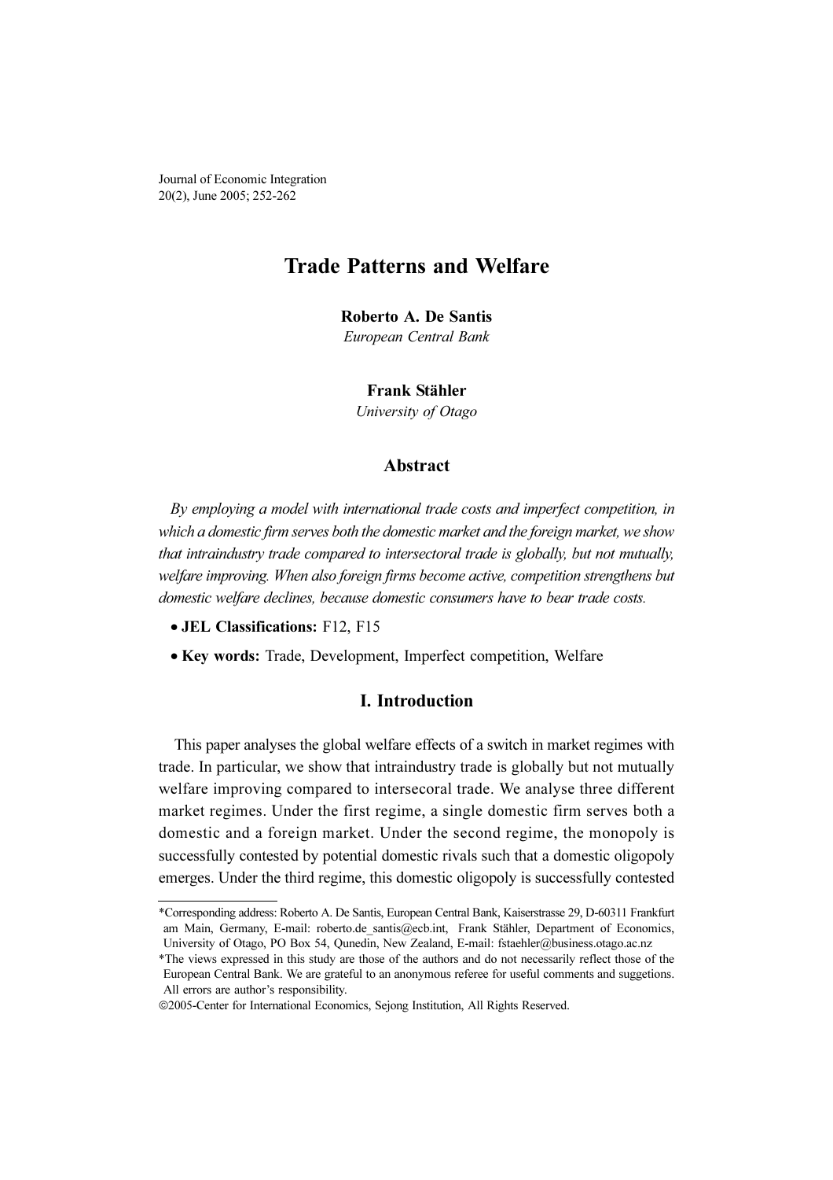# Trade Patterns and Welfare

**Roberto A. De Santis**
*European Central Bank*

**Frank Stähler**
*University of Otago*

## Abstract

*By employing a model with international trade costs and imperfect competition, in which a domestic firm serves both the domestic market and the foreign market, we show that intraindustry trade compared to intersectoral trade is globally, but not mutually, welfare improving. When also foreign firms become active, competition strengthens but domestic welfare declines, because domestic consumers have to bear trade costs.*

- **JEL Classifications:** F12, F15
- **Key words:** Trade, Development, Imperfect competition, Welfare

## I. Introduction

This paper analyses the global welfare effects of a switch in market regimes with trade. In particular, we show that intraindustry trade is globally but not mutually welfare improving compared to intersecoral trade. We analyse three different market regimes. Under the first regime, a single domestic firm serves both a domestic and a foreign market. Under the second regime, the monopoly is successfully contested by potential domestic rivals such that a domestic oligopoly emerges. Under the third regime, this domestic oligopoly is successfully contested

---

*Corresponding address: Roberto A. De Santis, European Central Bank, Kaiserstrasse 29, D-60311 Frankfurt am Main, Germany, E-mail: roberto.de_santis@ecb.int, Frank Stähler, Department of Economics, University of Otago, PO Box 54, Qunedin, New Zealand, E-mail: fstaehler@business.otago.ac.nz

*The views expressed in this study are those of the authors and do not necessarily reflect those of the European Central Bank. We are grateful to an anonymous referee for useful comments and suggetions. All errors are author's responsibility.

©2005-Center for International Economics, Sejong Institution, All Rights Reserved.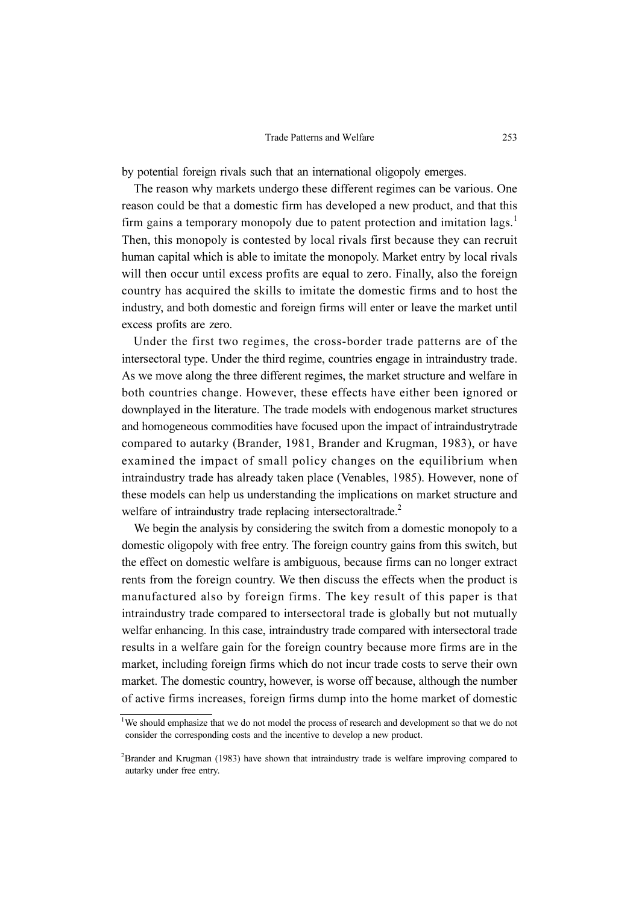by potential foreign rivals such that an international oligopoly emerges.

The reason why markets undergo these different regimes can be various. One reason could be that a domestic firm has developed a new product, and that this firm gains a temporary monopoly due to patent protection and imitation lags.[1] Then, this monopoly is contested by local rivals first because they can recruit human capital which is able to imitate the monopoly. Market entry by local rivals will then occur until excess profits are equal to zero. Finally, also the foreign country has acquired the skills to imitate the domestic firms and to host the industry, and both domestic and foreign firms will enter or leave the market until excess profits are zero.

Under the first two regimes, the cross-border trade patterns are of the intersectoral type. Under the third regime, countries engage in intraindustry trade. As we move along the three different regimes, the market structure and welfare in both countries change. However, these effects have either been ignored or downplayed in the literature. The trade models with endogenous market structures and homogeneous commodities have focused upon the impact of intraindustrytrade compared to autarky (Brander, 1981, Brander and Krugman, 1983), or have examined the impact of small policy changes on the equilibrium when intraindustry trade has already taken place (Venables, 1985). However, none of these models can help us understanding the implications on market structure and welfare of intraindustry trade replacing intersectoraltrade.[2]

We begin the analysis by considering the switch from a domestic monopoly to a domestic oligopoly with free entry. The foreign country gains from this switch, but the effect on domestic welfare is ambiguous, because firms can no longer extract rents from the foreign country. We then discuss the effects when the product is manufactured also by foreign firms. The key result of this paper is that intraindustry trade compared to intersectoral trade is globally but not mutually welfar enhancing. In this case, intraindustry trade compared with intersectoral trade results in a welfare gain for the foreign country because more firms are in the market, including foreign firms which do not incur trade costs to serve their own market. The domestic country, however, is worse off because, although the number of active firms increases, foreign firms dump into the home market of domestic

[1] We should emphasize that we do not model the process of research and development so that we do not consider the corresponding costs and the incentive to develop a new product.

[2] Brander and Krugman (1983) have shown that intraindustry trade is welfare improving compared to autarky under free entry.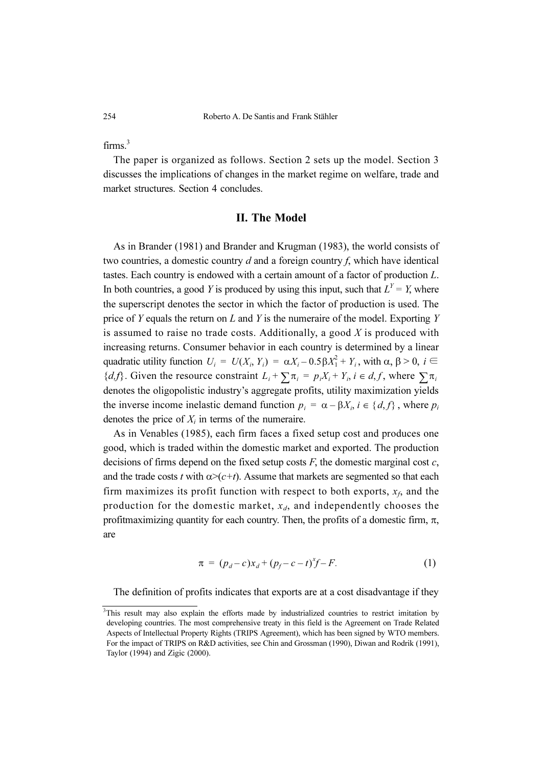firms.[3]

The paper is organized as follows. Section 2 sets up the model. Section 3 discusses the implications of changes in the market regime on welfare, trade and market structures. Section 4 concludes.

## II. The Model

As in Brander (1981) and Brander and Krugman (1983), the world consists of two countries, a domestic country $d$ and a foreign country $f$, which have identical tastes. Each country is endowed with a certain amount of a factor of production $L$. In both countries, a good $Y$ is produced by using this input, such that $L^Y = Y$, where the superscript denotes the sector in which the factor of production is used. The price of $Y$ equals the return on $L$ and $Y$ is the numeraire of the model. Exporting $Y$ is assumed to raise no trade costs. Additionally, a good $X$ is produced with increasing returns. Consumer behavior in each country is determined by a linear quadratic utility function $U_i = U(X_i, Y_i) = \alpha X_i - 0.5\beta X_1^2 + Y_i$, with $\alpha, \beta > 0$, $i \in \{d,f\}$. Given the resource constraint $L_i + \sum\pi_i = p_i X_i + Y_i$, $i \in d, f$, where $\sum\pi_i$ denotes the oligopolistic industry's aggregate profits, utility maximization yields the inverse income inelastic demand function $p_i = \alpha - \beta X_i$, $i \in \{d, f\}$, where $p_i$ denotes the price of $X_i$ in terms of the numeraire.

As in Venables (1985), each firm faces a fixed setup cost and produces one good, which is traded within the domestic market and exported. The production decisions of firms depend on the fixed setup costs $F$, the domestic marginal cost $c$, and the trade costs $t$ with $\alpha > (c+t)$. Assume that markets are segmented so that each firm maximizes its profit function with respect to both exports, $x_f$, and the production for the domestic market, $x_d$, and independently chooses the profitmaximizing quantity for each country. Then, the profits of a domestic firm, $\pi$, are

$$\pi = (p_d - c)x_d + (p_f - c - t)^x f - F. \tag{1}$$

The definition of profits indicates that exports are at a cost disadvantage if they

[3]This result may also explain the efforts made by industrialized countries to restrict imitation by developing countries. The most comprehensive treaty in this field is the Agreement on Trade Related Aspects of Intellectual Property Rights (TRIPS Agreement), which has been signed by WTO members. For the impact of TRIPS on R&D activities, see Chin and Grossman (1990), Diwan and Rodrik (1991), Taylor (1994) and Zigic (2000).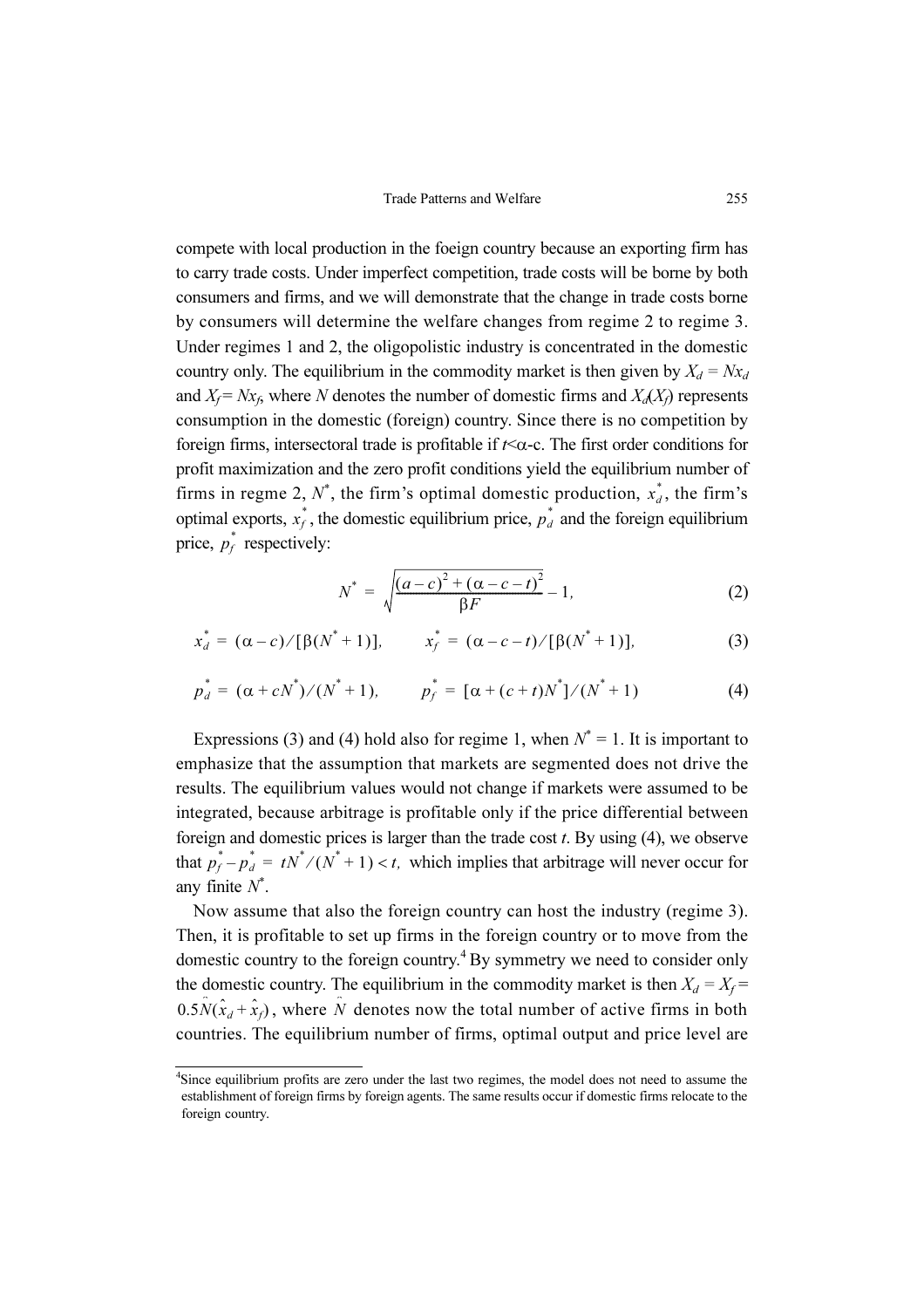compete with local production in the foreign country because an exporting firm has to carry trade costs. Under imperfect competition, trade costs will be borne by both consumers and firms, and we will demonstrate that the change in trade costs borne by consumers will determine the welfare changes from regime 2 to regime 3. Under regimes 1 and 2, the oligopolistic industry is concentrated in the domestic country only. The equilibrium in the commodity market is then given by $X_d = Nx_d$ and $X_f = Nx_f$, where $N$ denotes the number of domestic firms and $X_d(X_f)$ represents consumption in the domestic (foreign) country. Since there is no competition by foreign firms, intersectoral trade is profitable if $t<\alpha$-c. The first order conditions for profit maximization and the zero profit conditions yield the equilibrium number of firms in regme 2, $N^*$, the firm's optimal domestic production, $x_d^*$, the firm's optimal exports, $x_f^*$, the domestic equilibrium price, $p_d^*$ and the foreign equilibrium price, $p_f^*$ respectively:

$$N^* = \sqrt{\frac{(a-c)^2 + (\alpha - c - t)^2}{\beta F}} - 1, \tag{2}$$

$$x_d^* = (\alpha - c)/[\beta(N^* + 1)], \qquad x_f^* = (\alpha - c - t)/[\beta(N^* + 1)], \tag{3}$$

$$p_d^* = (\alpha + cN^*)/(N^* + 1), \qquad p_f^* = [\alpha + (c + t)N^*]/(N^* + 1) \tag{4}$$

Expressions (3) and (4) hold also for regime 1, when $N^* = 1$. It is important to emphasize that the assumption that markets are segmented does not drive the results. The equilibrium values would not change if markets were assumed to be integrated, because arbitrage is profitable only if the price differential between foreign and domestic prices is larger than the trade cost $t$. By using (4), we observe that $p_f^* - p_d^* = tN^*/(N^* + 1) < t,$ which implies that arbitrage will never occur for any finite $N^*$.

Now assume that also the foreign country can host the industry (regime 3). Then, it is profitable to set up firms in the foreign country or to move from the domestic country to the foreign country.[4] By symmetry we need to consider only the domestic country. The equilibrium in the commodity market is then $X_d = X_f = 0.5\hat{N}(\hat{x}_d + \hat{x}_f)$, where $\hat{N}$ denotes now the total number of active firms in both countries. The equilibrium number of firms, optimal output and price level are

[4]Since equilibrium profits are zero under the last two regimes, the model does not need to assume the establishment of foreign firms by foreign agents. The same results occur if domestic firms relocate to the foreign country.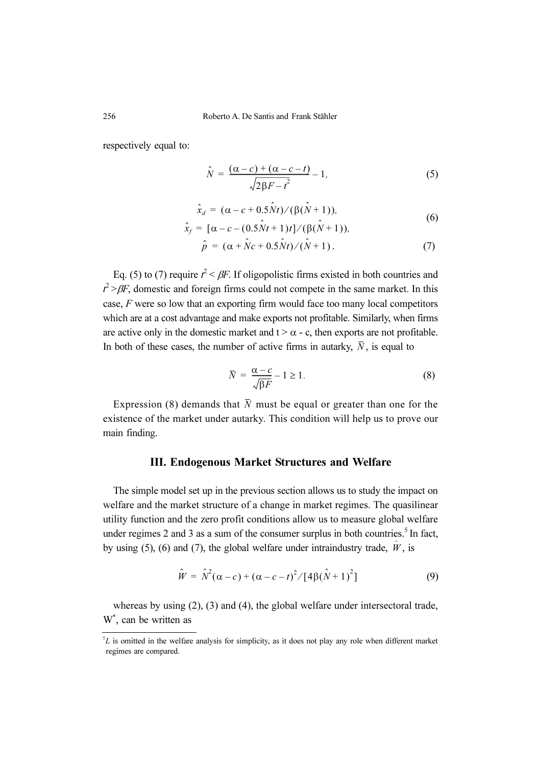respectively equal to:

$$\hat{N} = \frac{(\alpha - c) + (\alpha - c - t)}{\sqrt{2\beta F - t^2}} - 1, \tag{5}$$

$$\hat{x}_d = (\alpha - c + 0.5\hat{N}t)/(\beta(\hat{N} + 1)),$$
$$\hat{x}_f = [\alpha - c - (0.5\hat{N}t + 1)t]/(\beta(\hat{N} + 1)), \tag{6}$$

$$\hat{p} = (\alpha + \hat{N}c + 0.5\hat{N}t)/(\hat{N} + 1). \tag{7}$$

Eq. (5) to (7) require $t^2 < \beta F$. If oligopolistic firms existed in both countries and $t^2 > \beta F$, domestic and foreign firms could not compete in the same market. In this case, $F$ were so low that an exporting firm would face too many local competitors which are at a cost advantage and make exports not profitable. Similarly, when firms are active only in the domestic market and $t > \alpha - c$, then exports are not profitable. In both of these cases, the number of active firms in autarky, $\bar{N}$, is equal to

$$\bar{N} = \frac{\alpha - c}{\sqrt{\beta F}} - 1 \geq 1. \tag{8}$$

Expression (8) demands that $\bar{N}$ must be equal or greater than one for the existence of the market under autarky. This condition will help us to prove our main finding.

## III. Endogenous Market Structures and Welfare

The simple model set up in the previous section allows us to study the impact on welfare and the market structure of a change in market regimes. The quasilinear utility function and the zero profit conditions allow us to measure global welfare under regimes 2 and 3 as a sum of the consumer surplus in both countries.[5] In fact, by using (5), (6) and (7), the global welfare under intraindustry trade, $\hat{W}$, is

$$\hat{W} = \hat{N}^2(\alpha - c) + (\alpha - c - t)^2/[4\beta(\hat{N} + 1)^2] \tag{9}$$

whereas by using (2), (3) and (4), the global welfare under intersectoral trade, $W^*$, can be written as

[5] $L$ is omitted in the welfare analysis for simplicity, as it does not play any role when different market regimes are compared.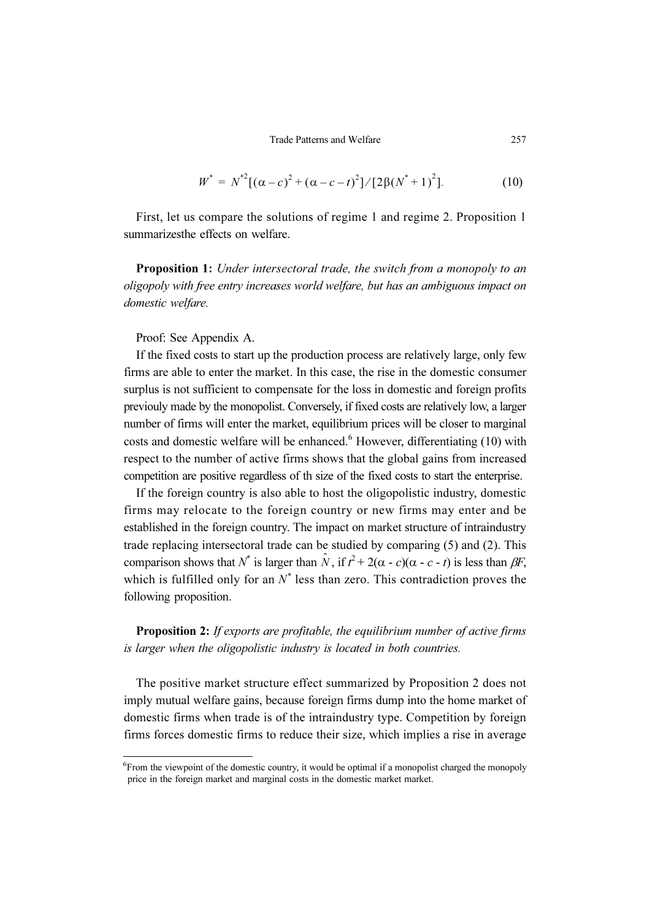$$W^* = N^{*2}[(\alpha - c)^2 + (\alpha - c - t)^2] / [2\beta(N^* + 1)^2]. \tag{10}$$

First, let us compare the solutions of regime 1 and regime 2. Proposition 1 summarizesthe effects on welfare.

**Proposition 1:** *Under intersectoral trade, the switch from a monopoly to an oligopoly with free entry increases world welfare, but has an ambiguous impact on domestic welfare.*

Proof: See Appendix A.

If the fixed costs to start up the production process are relatively large, only few firms are able to enter the market. In this case, the rise in the domestic consumer surplus is not sufficient to compensate for the loss in domestic and foreign profits previouly made by the monopolist. Conversely, if fixed costs are relatively low, a larger number of firms will enter the market, equilibrium prices will be closer to marginal costs and domestic welfare will be enhanced.[6] However, differentiating (10) with respect to the number of active firms shows that the global gains from increased competition are positive regardless of th size of the fixed costs to start the enterprise.

If the foreign country is also able to host the oligopolistic industry, domestic firms may relocate to the foreign country or new firms may enter and be established in the foreign country. The impact on market structure of intraindustry trade replacing intersectoral trade can be studied by comparing (5) and (2). This comparison shows that $N^*$ is larger than $\hat{N}$, if $t^2 + 2(\alpha - c)(\alpha - c - t)$ is less than $\beta F$, which is fulfilled only for an $N^*$ less than zero. This contradiction proves the following proposition.

**Proposition 2:** *If exports are profitable, the equilibrium number of active firms is larger when the oligopolistic industry is located in both countries.*

The positive market structure effect summarized by Proposition 2 does not imply mutual welfare gains, because foreign firms dump into the home market of domestic firms when trade is of the intraindustry type. Competition by foreign firms forces domestic firms to reduce their size, which implies a rise in average

[6] From the viewpoint of the domestic country, it would be optimal if a monopolist charged the monopoly price in the foreign market and marginal costs in the domestic market market.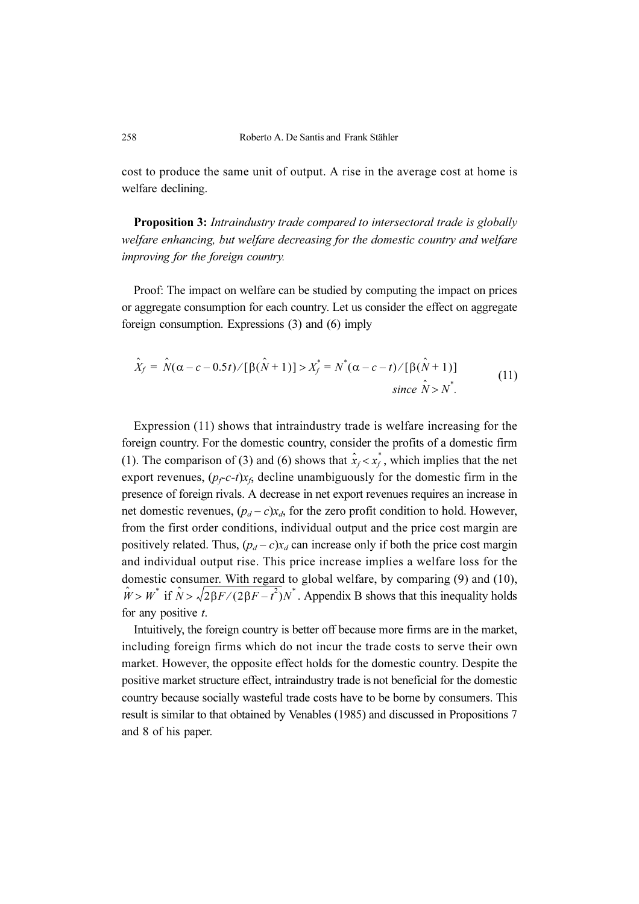cost to produce the same unit of output. A rise in the average cost at home is welfare declining.

**Proposition 3:** *Intraindustry trade compared to intersectoral trade is globally welfare enhancing, but welfare decreasing for the domestic country and welfare improving for the foreign country.*

Proof: The impact on welfare can be studied by computing the impact on prices or aggregate consumption for each country. Let us consider the effect on aggregate foreign consumption. Expressions (3) and (6) imply

$$\hat{X}_f = \hat{N}(\alpha - c - 0.5t)/[\beta(\hat{N}+1)] > X_f^* = N^*(\alpha - c - t)/[\beta(\hat{N}+1)] \quad \text{since } \hat{N} > N^*. \tag{11}$$

Expression (11) shows that intraindustry trade is welfare increasing for the foreign country. For the domestic country, consider the profits of a domestic firm (1). The comparison of (3) and (6) shows that $\hat{x}_f < x_f^*$, which implies that the net export revenues, $(p_f\text{-}c\text{-}t)x_f$, decline unambiguously for the domestic firm in the presence of foreign rivals. A decrease in net export revenues requires an increase in net domestic revenues, $(p_d - c)x_d$, for the zero profit condition to hold. However, from the first order conditions, individual output and the price cost margin are positively related. Thus, $(p_d - c)x_d$ can increase only if both the price cost margin and individual output rise. This price increase implies a welfare loss for the domestic consumer. With regard to global welfare, by comparing (9) and (10), $\hat{W} > W^*$ if $\hat{N} > \sqrt{2\beta F/(2\beta F - t^2)}N^*$. Appendix B shows that this inequality holds for any positive $t$.

Intuitively, the foreign country is better off because more firms are in the market, including foreign firms which do not incur the trade costs to serve their own market. However, the opposite effect holds for the domestic country. Despite the positive market structure effect, intraindustry trade is not beneficial for the domestic country because socially wasteful trade costs have to be borne by consumers. This result is similar to that obtained by Venables (1985) and discussed in Propositions 7 and 8 of his paper.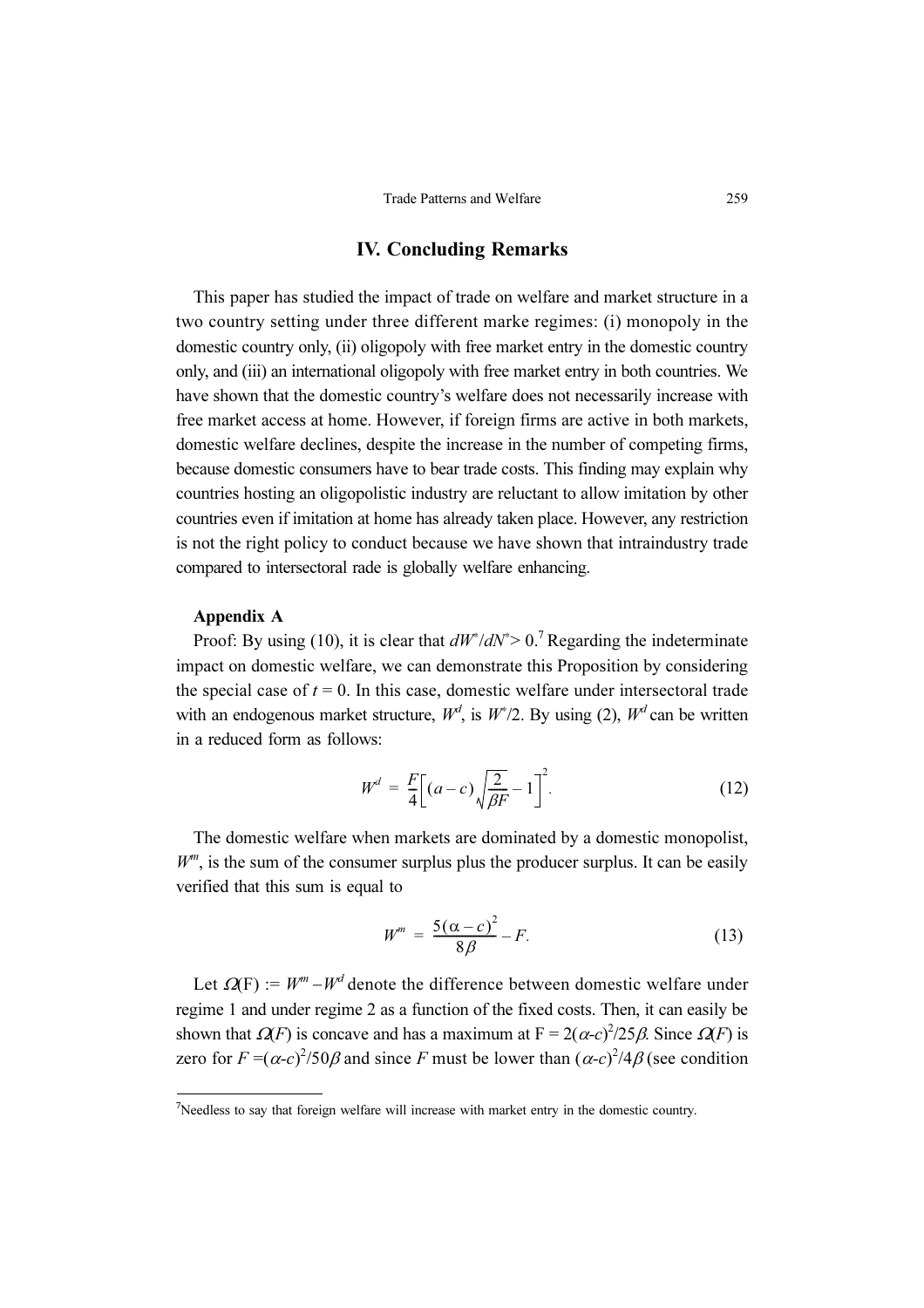## IV. Concluding Remarks

This paper has studied the impact of trade on welfare and market structure in a two country setting under three different marke regimes: (i) monopoly in the domestic country only, (ii) oligopoly with free market entry in the domestic country only, and (iii) an international oligopoly with free market entry in both countries. We have shown that the domestic country's welfare does not necessarily increase with free market access at home. However, if foreign firms are active in both markets, domestic welfare declines, despite the increase in the number of competing firms, because domestic consumers have to bear trade costs. This finding may explain why countries hosting an oligopolistic industry are reluctant to allow imitation by other countries even if imitation at home has already taken place. However, any restriction is not the right policy to conduct because we have shown that intraindustry trade compared to intersectoral rade is globally welfare enhancing.

**Appendix A**

Proof: By using (10), it is clear that $dW^*/dN^* > 0$.[7] Regarding the indeterminate impact on domestic welfare, we can demonstrate this Proposition by considering the special case of $t = 0$. In this case, domestic welfare under intersectoral trade with an endogenous market structure, $W^d$, is $W^*/2$. By using (2), $W^d$ can be written in a reduced form as follows:

$$W^d = \frac{F}{4}\left[(a-c)\sqrt{\frac{2}{\beta F}} - 1\right]^2. \tag{12}$$

The domestic welfare when markets are dominated by a domestic monopolist, $W^m$, is the sum of the consumer surplus plus the producer surplus. It can be easily verified that this sum is equal to

$$W^m = \frac{5(\alpha - c)^2}{8\beta} - F. \tag{13}$$

Let $\Omega(F) := W^m - W^d$ denote the difference between domestic welfare under regime 1 and under regime 2 as a function of the fixed costs. Then, it can easily be shown that $\Omega(F)$ is concave and has a maximum at $F = 2(\alpha\text{-}c)^2/25\beta$. Since $\Omega(F)$ is zero for $F = (\alpha\text{-}c)^2/50\beta$ and since $F$ must be lower than $(\alpha\text{-}c)^2/4\beta$ (see condition

[7]Needless to say that foreign welfare will increase with market entry in the domestic country.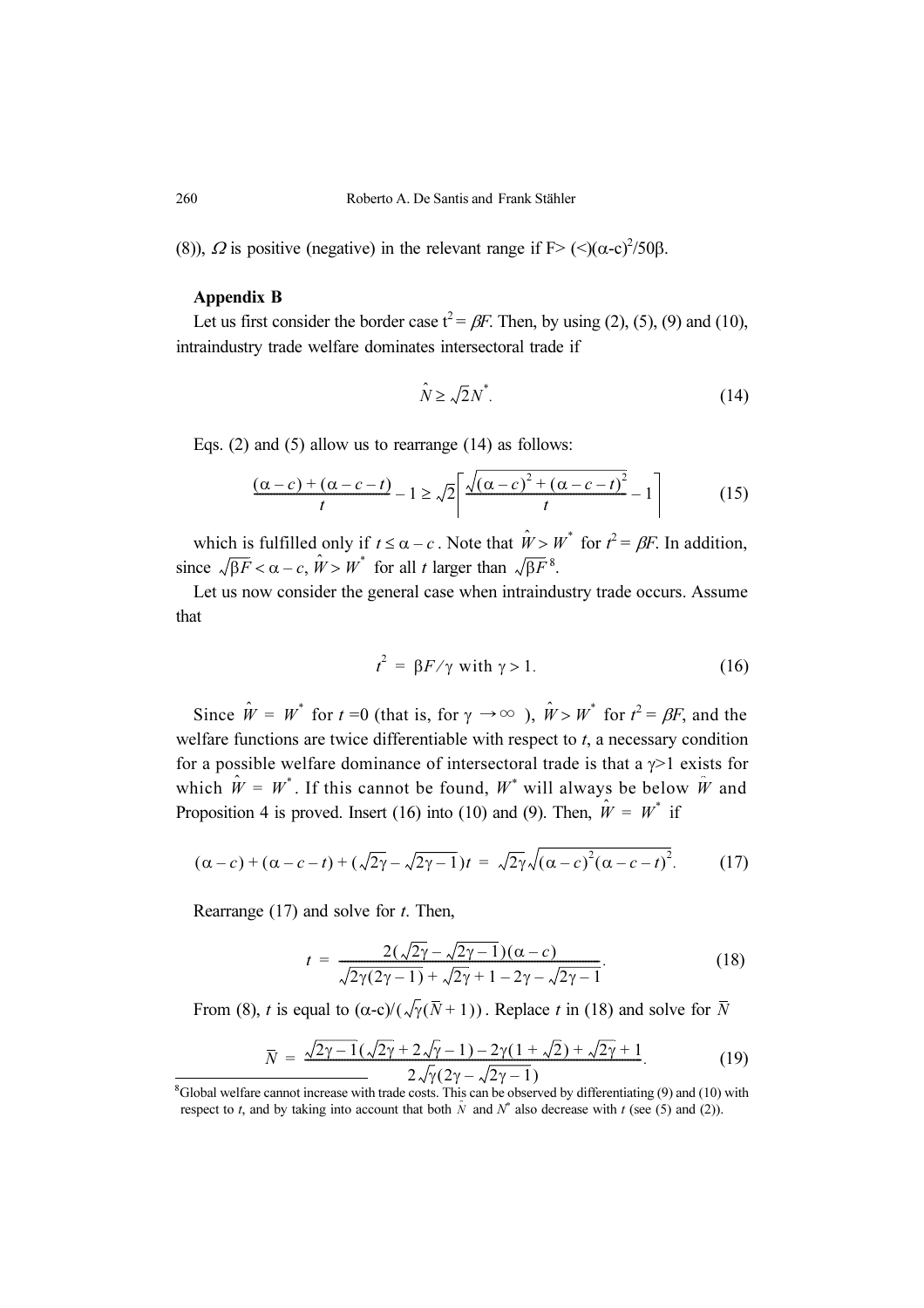(8)), $\Omega$ is positive (negative) in the relevant range if $F > (<) (\alpha - c)^2/50\beta$.

### Appendix B

Let us first consider the border case $t^2 = \beta F$. Then, by using (2), (5), (9) and (10), intraindustry trade welfare dominates intersectoral trade if

$$\hat{N} \geq \sqrt{2} N^*. \tag{14}$$

Eqs. (2) and (5) allow us to rearrange (14) as follows:

$$\frac{(\alpha - c) + (\alpha - c - t)}{t} - 1 \geq \sqrt{2}\left[\frac{\sqrt{(\alpha - c)^2 + (\alpha - c - t)^2}}{t} - 1\right] \tag{15}$$

which is fulfilled only if $t \leq \alpha - c$. Note that $\hat{W} > W^*$ for $t^2 = \beta F$. In addition, since $\sqrt{\beta F} < \alpha - c$, $\hat{W} > W^*$ for all $t$ larger than $\sqrt{\beta F}$[8].

Let us now consider the general case when intraindustry trade occurs. Assume that

$$t^2 = \beta F / \gamma \text{ with } \gamma > 1. \tag{16}$$

Since $\hat{W} = W^*$ for $t = 0$ (that is, for $\gamma \to \infty$), $\hat{W} > W^*$ for $t^2 = \beta F$, and the welfare functions are twice differentiable with respect to $t$, a necessary condition for a possible welfare dominance of intersectoral trade is that a $\gamma > 1$ exists for which $\hat{W} = W^*$. If this cannot be found, $W^*$ will always be below $\hat{W}$ and Proposition 4 is proved. Insert (16) into (10) and (9). Then, $\hat{W} = W^*$ if

$$(\alpha - c) + (\alpha - c - t) + (\sqrt{2\gamma} - \sqrt{2\gamma - 1})t = \sqrt{2\gamma}\sqrt{(\alpha - c)^2 (\alpha - c - t)^2}. \tag{17}$$

Rearrange (17) and solve for $t$. Then,

$$t = \frac{2(\sqrt{2\gamma} - \sqrt{2\gamma - 1})(\alpha - c)}{\sqrt{2\gamma(2\gamma - 1)} + \sqrt{2\gamma} + 1 - 2\gamma - \sqrt{2\gamma - 1}}. \tag{18}$$

From (8), $t$ is equal to $(\alpha\text{-}c)/(\sqrt{\gamma}(\bar{N} + 1))$. Replace $t$ in (18) and solve for $\bar{N}$

$$\bar{N} = \frac{\sqrt{2\gamma - 1}(\sqrt{2\gamma} + 2\sqrt{\gamma} - 1) - 2\gamma(1 + \sqrt{2}) + \sqrt{2\gamma} + 1}{2\sqrt{\gamma}(2\gamma - \sqrt{2\gamma - 1})}. \tag{19}$$

---

[8] Global welfare cannot increase with trade costs. This can be observed by differentiating (9) and (10) with respect to $t$, and by taking into account that both $\hat{N}$ and $N^*$ also decrease with $t$ (see (5) and (2)).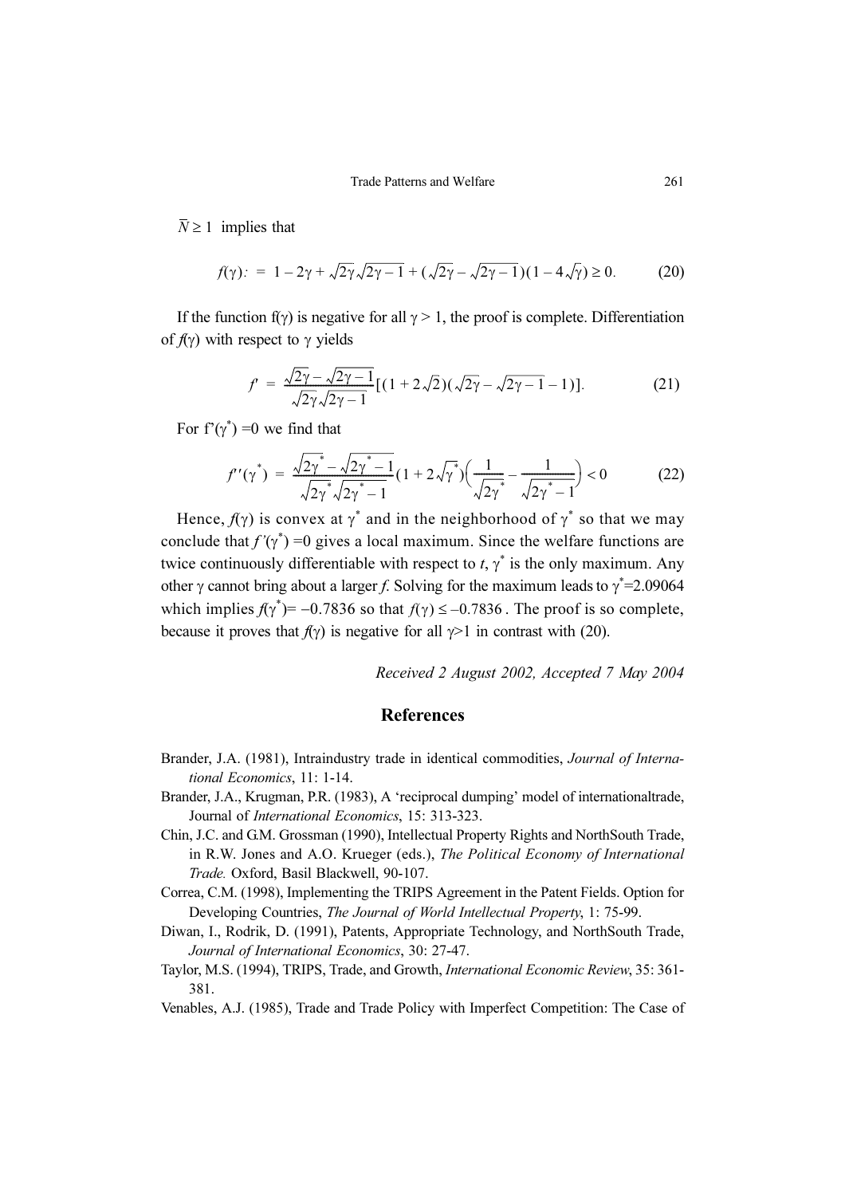$\bar{N} \geq 1$ implies that

$$f(\gamma) := 1 - 2\gamma + \sqrt{2\gamma}\sqrt{2\gamma - 1} + (\sqrt{2\gamma} - \sqrt{2\gamma - 1})(1 - 4\sqrt{\gamma}) \geq 0. \tag{20}$$

If the function f(γ) is negative for all $\gamma > 1$, the proof is complete. Differentiation of $f(\gamma)$ with respect to $\gamma$ yields

$$f' = \frac{\sqrt{2\gamma} - \sqrt{2\gamma - 1}}{\sqrt{2\gamma}\sqrt{2\gamma - 1}}[(1 + 2\sqrt{2})(\sqrt{2\gamma} - \sqrt{2\gamma - 1} - 1)]. \tag{21}$$

For $f'(\gamma^*) = 0$ we find that

$$f''(\gamma^*) = \frac{\sqrt{2\gamma^*} - \sqrt{2\gamma^* - 1}}{\sqrt{2\gamma^*}\sqrt{2\gamma^* - 1}}(1 + 2\sqrt{\gamma^*})\left(\frac{1}{\sqrt{2\gamma^*}} - \frac{1}{\sqrt{2\gamma^* - 1}}\right) < 0 \tag{22}$$

Hence, $f(\gamma)$ is convex at $\gamma^*$ and in the neighborhood of $\gamma^*$ so that we may conclude that $f'(\gamma^*) = 0$ gives a local maximum. Since the welfare functions are twice continuously differentiable with respect to $t$, $\gamma^*$ is the only maximum. Any other $\gamma$ cannot bring about a larger $f$. Solving for the maximum leads to $\gamma^* = 2.09064$ which implies $f(\gamma^*) = -0.7836$ so that $f(\gamma) \leq -0.7836$. The proof is so complete, because it proves that $f(\gamma)$ is negative for all $\gamma > 1$ in contrast with (20).

*Received 2 August 2002, Accepted 7 May 2004*

## References

Brander, J.A. (1981), Intraindustry trade in identical commodities, *Journal of International Economics*, 11: 1-14.

Brander, J.A., Krugman, P.R. (1983), A 'reciprocal dumping' model of internationaltrade, Journal of *International Economics*, 15: 313-323.

Chin, J.C. and G.M. Grossman (1990), Intellectual Property Rights and NorthSouth Trade, in R.W. Jones and A.O. Krueger (eds.), *The Political Economy of International Trade.* Oxford, Basil Blackwell, 90-107.

Correa, C.M. (1998), Implementing the TRIPS Agreement in the Patent Fields. Option for Developing Countries, *The Journal of World Intellectual Property*, 1: 75-99.

Diwan, I., Rodrik, D. (1991), Patents, Appropriate Technology, and NorthSouth Trade, *Journal of International Economics*, 30: 27-47.

Taylor, M.S. (1994), TRIPS, Trade, and Growth, *International Economic Review*, 35: 361-381.

Venables, A.J. (1985), Trade and Trade Policy with Imperfect Competition: The Case of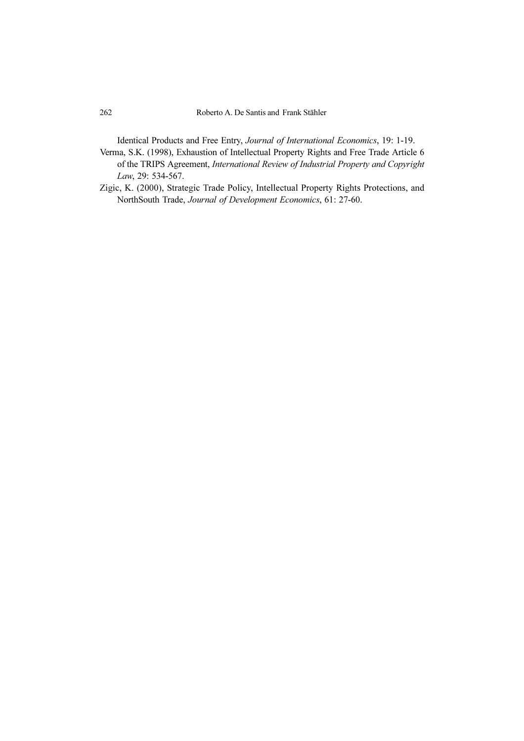Identical Products and Free Entry, *Journal of International Economics*, 19: 1-19.

Verma, S.K. (1998), Exhaustion of Intellectual Property Rights and Free Trade Article 6 of the TRIPS Agreement, *International Review of Industrial Property and Copyright Law*, 29: 534-567.

Zigic, K. (2000), Strategic Trade Policy, Intellectual Property Rights Protections, and NorthSouth Trade, *Journal of Development Economics*, 61: 27-60.